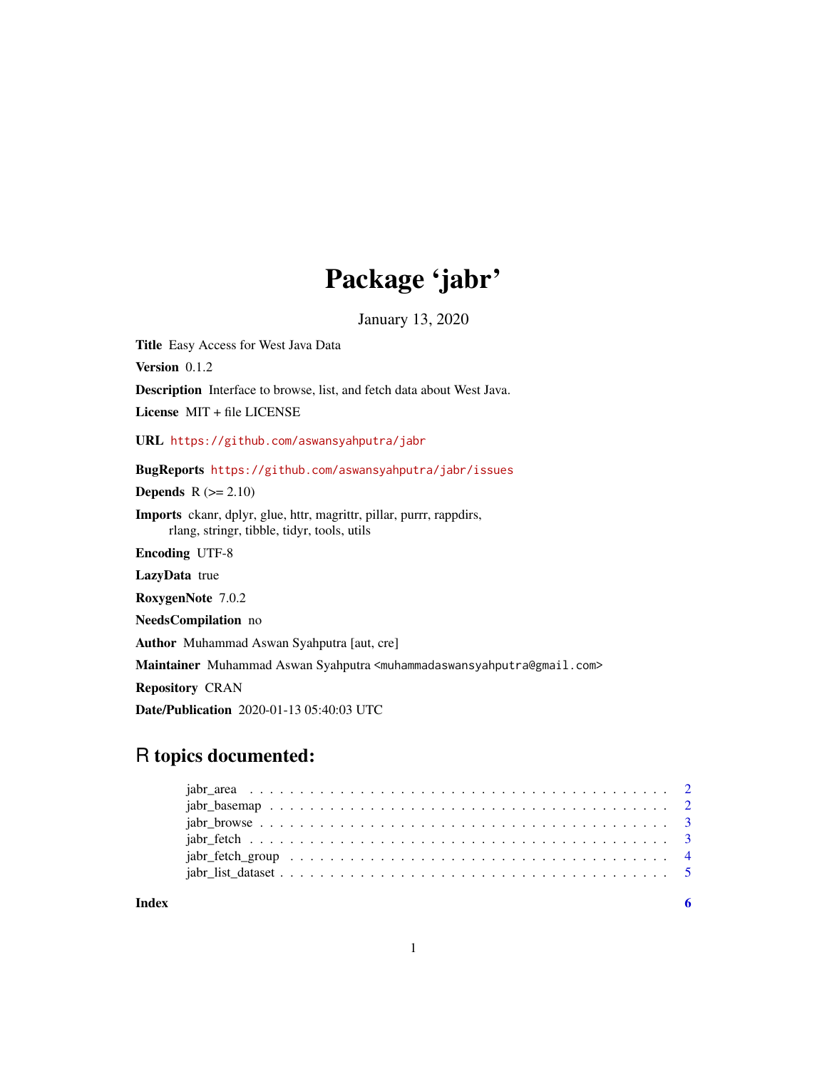# Package 'jabr'

January 13, 2020

**Title** Easy Access for West Java Data

**Version** 0.1.2

**Description** Interface to browse, list, and fetch data about West Java.

**License** MIT + file LICENSE

**URL** https://github.com/aswansyahputra/jabr

**BugReports** https://github.com/aswansyahputra/jabr/issues

**Depends** R (>= 2.10)

**Imports** ckanr, dplyr, glue, httr, magrittr, pillar, purrr, rappdirs, rlang, stringr, tibble, tidyr, tools, utils

**Encoding** UTF-8

**LazyData** true

**RoxygenNote** 7.0.2

**NeedsCompilation** no

**Author** Muhammad Aswan Syahputra [aut, cre]

**Maintainer** Muhammad Aswan Syahputra <muhammadaswansyahputra@gmail.com>

**Repository** CRAN

**Date/Publication** 2020-01-13 05:40:03 UTC

## R topics documented:

- jabr_area . . . . . . . . . . . . . . . . . . . . . . . . . . . . . . . . . . . . . . . . . 2
- jabr_basemap . . . . . . . . . . . . . . . . . . . . . . . . . . . . . . . . . . . . . . 2
- jabr_browse . . . . . . . . . . . . . . . . . . . . . . . . . . . . . . . . . . . . . . . 3
- jabr_fetch . . . . . . . . . . . . . . . . . . . . . . . . . . . . . . . . . . . . . . . . 3
- jabr_fetch_group . . . . . . . . . . . . . . . . . . . . . . . . . . . . . . . . . . . . 4
- jabr_list_dataset . . . . . . . . . . . . . . . . . . . . . . . . . . . . . . . . . . . . 5

**Index** 6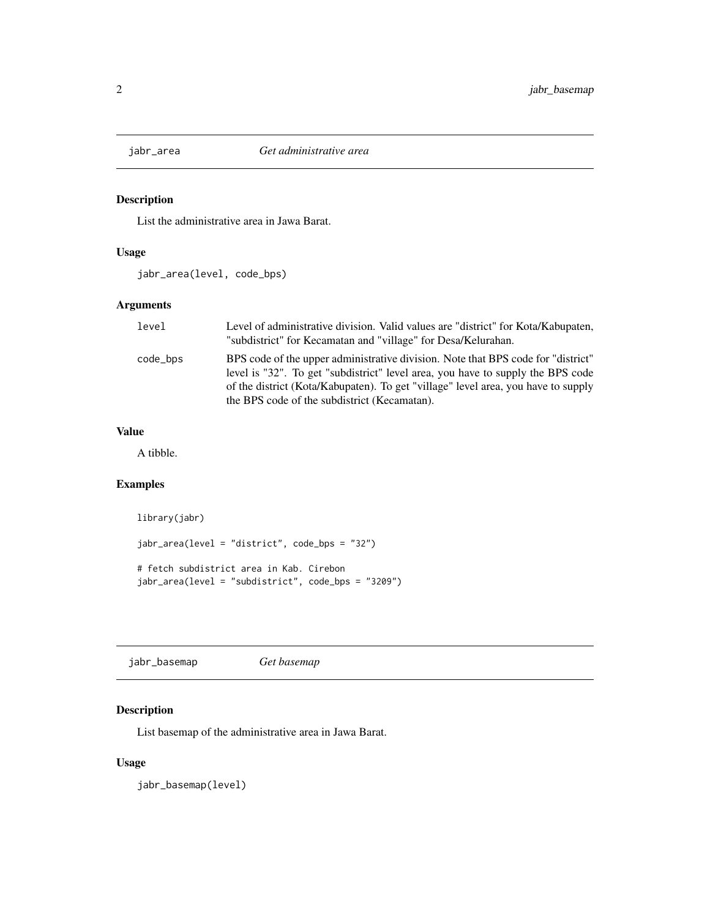## jabr_area *Get administrative area*

### Description

List the administrative area in Jawa Barat.

### Usage

```
jabr_area(level, code_bps)
```

### Arguments

| | |
|---|---|
| level | Level of administrative division. Valid values are "district" for Kota/Kabupaten, "subdistrict" for Kecamatan and "village" for Desa/Kelurahan. |
| code_bps | BPS code of the upper administrative division. Note that BPS code for "district" level is "32". To get "subdistrict" level area, you have to supply the BPS code of the district (Kota/Kabupaten). To get "village" level area, you have to supply the BPS code of the subdistrict (Kecamatan). |

### Value

A tibble.

### Examples

```
library(jabr)

jabr_area(level = "district", code_bps = "32")

# fetch subdistrict area in Kab. Cirebon
jabr_area(level = "subdistrict", code_bps = "3209")
```

## jabr_basemap *Get basemap*

### Description

List basemap of the administrative area in Jawa Barat.

### Usage

```
jabr_basemap(level)
```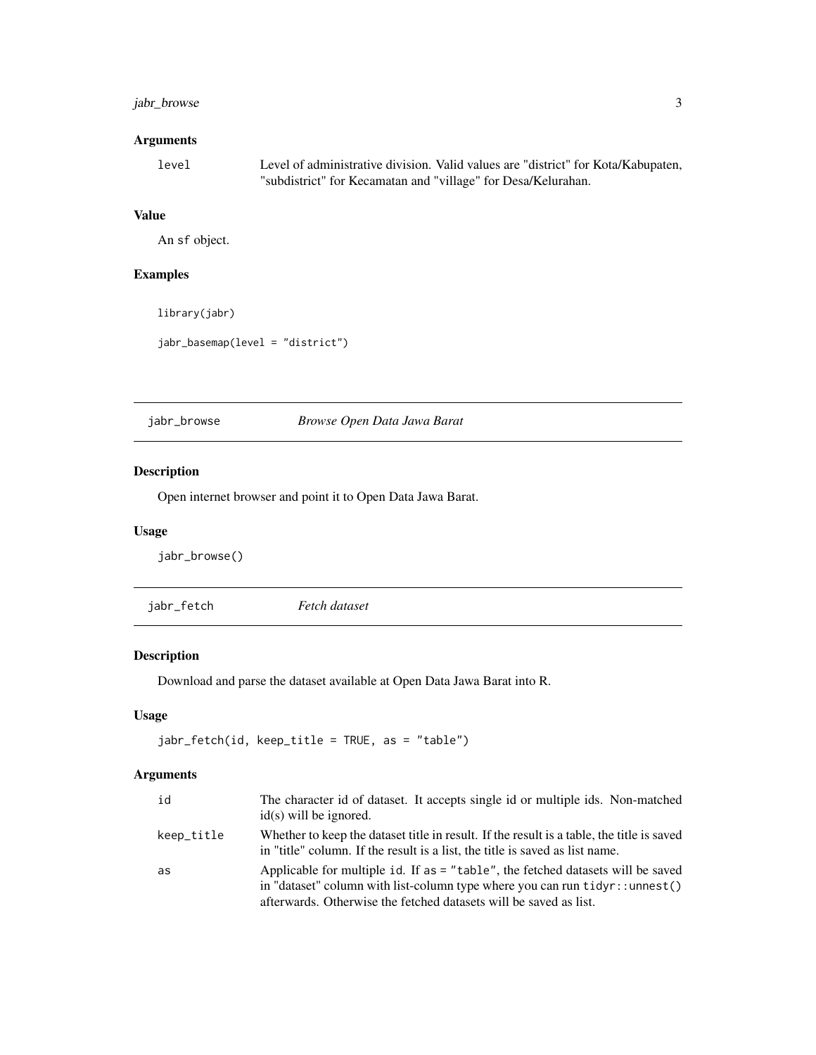### Arguments

| | |
|---|---|
| level | Level of administrative division. Valid values are "district" for Kota/Kabupaten, "subdistrict" for Kecamatan and "village" for Desa/Kelurahan. |

### Value

An sf object.

### Examples

```
library(jabr)

jabr_basemap(level = "district")
```

---

## jabr_browse *Browse Open Data Jawa Barat*

### Description

Open internet browser and point it to Open Data Jawa Barat.

### Usage

```
jabr_browse()
```

---

## jabr_fetch *Fetch dataset*

### Description

Download and parse the dataset available at Open Data Jawa Barat into R.

### Usage

```
jabr_fetch(id, keep_title = TRUE, as = "table")
```

### Arguments

| | |
|---|---|
| id | The character id of dataset. It accepts single id or multiple ids. Non-matched id(s) will be ignored. |
| keep_title | Whether to keep the dataset title in result. If the result is a table, the title is saved in "title" column. If the result is a list, the title is saved as list name. |
| as | Applicable for multiple id. If as = "table", the fetched datasets will be saved in "dataset" column with list-column type where you can run tidyr::unnest() afterwards. Otherwise the fetched datasets will be saved as list. |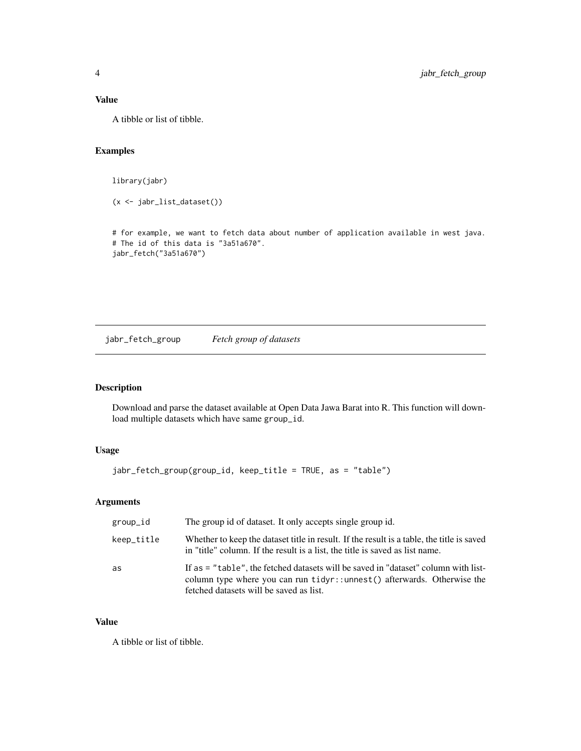## Value

A tibble or list of tibble.

## Examples

```
library(jabr)

(x <- jabr_list_dataset())


# for example, we want to fetch data about number of application available in west java.
# The id of this data is "3a51a670".
jabr_fetch("3a51a670")
```

---

# jabr_fetch_group    *Fetch group of datasets*

---

## Description

Download and parse the dataset available at Open Data Jawa Barat into R. This function will download multiple datasets which have same `group_id`.

## Usage

```
jabr_fetch_group(group_id, keep_title = TRUE, as = "table")
```

## Arguments

| | |
|---|---|
| `group_id` | The group id of dataset. It only accepts single group id. |
| `keep_title` | Whether to keep the dataset title in result. If the result is a table, the title is saved in "title" column. If the result is a list, the title is saved as list name. |
| `as` | If `as = "table"`, the fetched datasets will be saved in "dataset" column with list-column type where you can run `tidyr::unnest()` afterwards. Otherwise the fetched datasets will be saved as list. |

## Value

A tibble or list of tibble.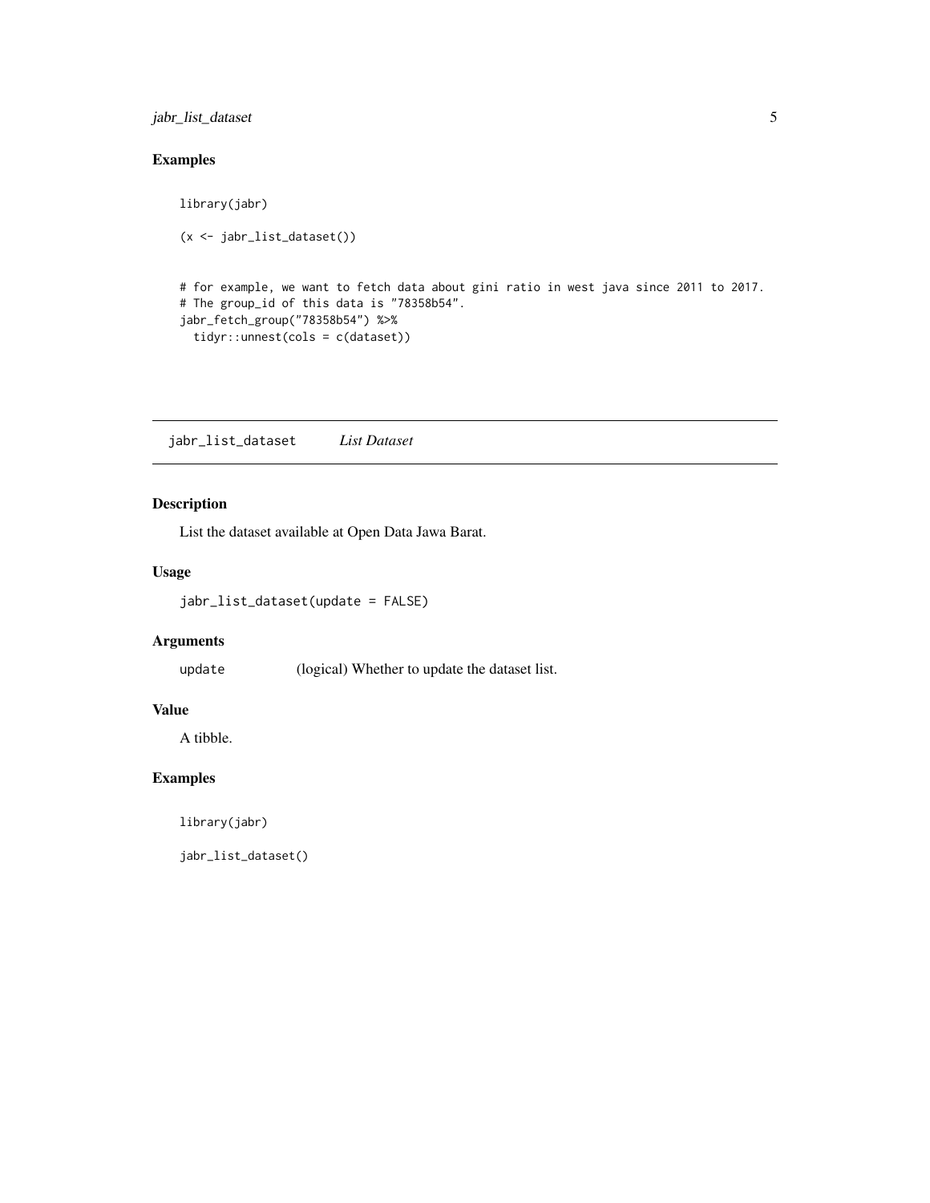## Examples

```
library(jabr)

(x <- jabr_list_dataset())


# for example, we want to fetch data about gini ratio in west java since 2011 to 2017.
# The group_id of this data is "78358b54".
jabr_fetch_group("78358b54") %>%
  tidyr::unnest(cols = c(dataset))
```

---

# jabr_list_dataset    *List Dataset*

## Description

List the dataset available at Open Data Jawa Barat.

## Usage

```
jabr_list_dataset(update = FALSE)
```

## Arguments

| | |
|---|---|
| `update` | (logical) Whether to update the dataset list. |

## Value

A tibble.

## Examples

```
library(jabr)

jabr_list_dataset()
```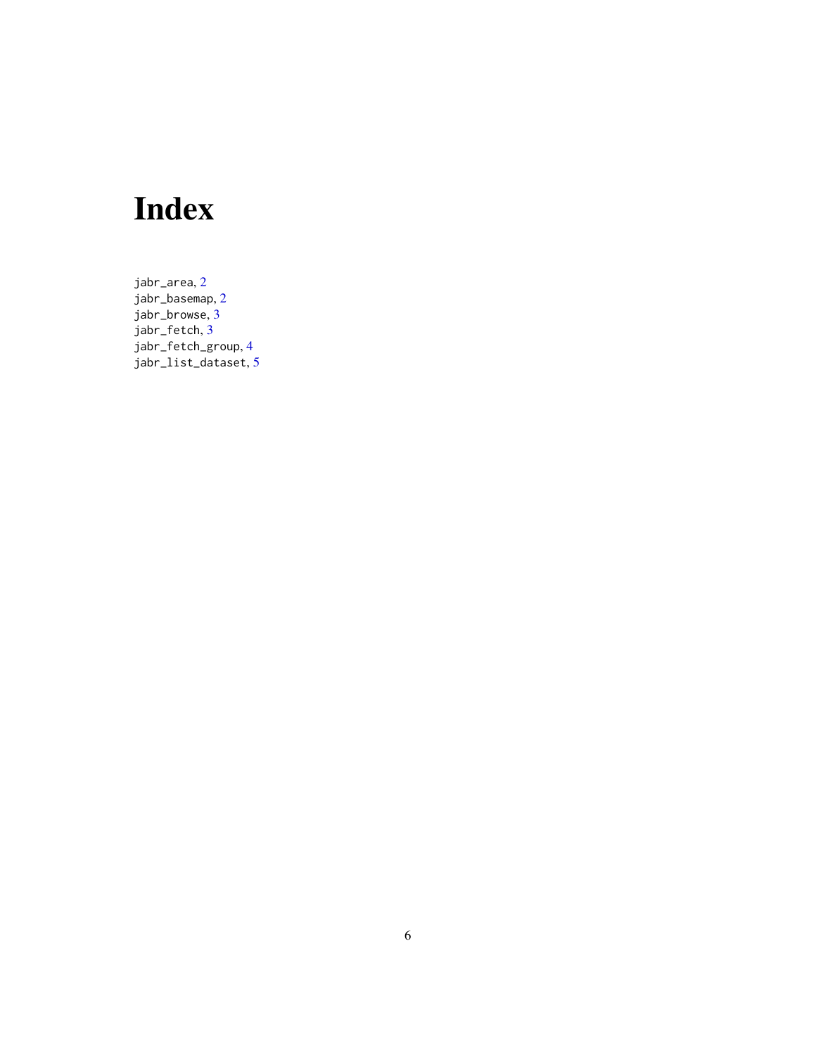# Index

jabr_area, 2
jabr_basemap, 2
jabr_browse, 3
jabr_fetch, 3
jabr_fetch_group, 4
jabr_list_dataset, 5